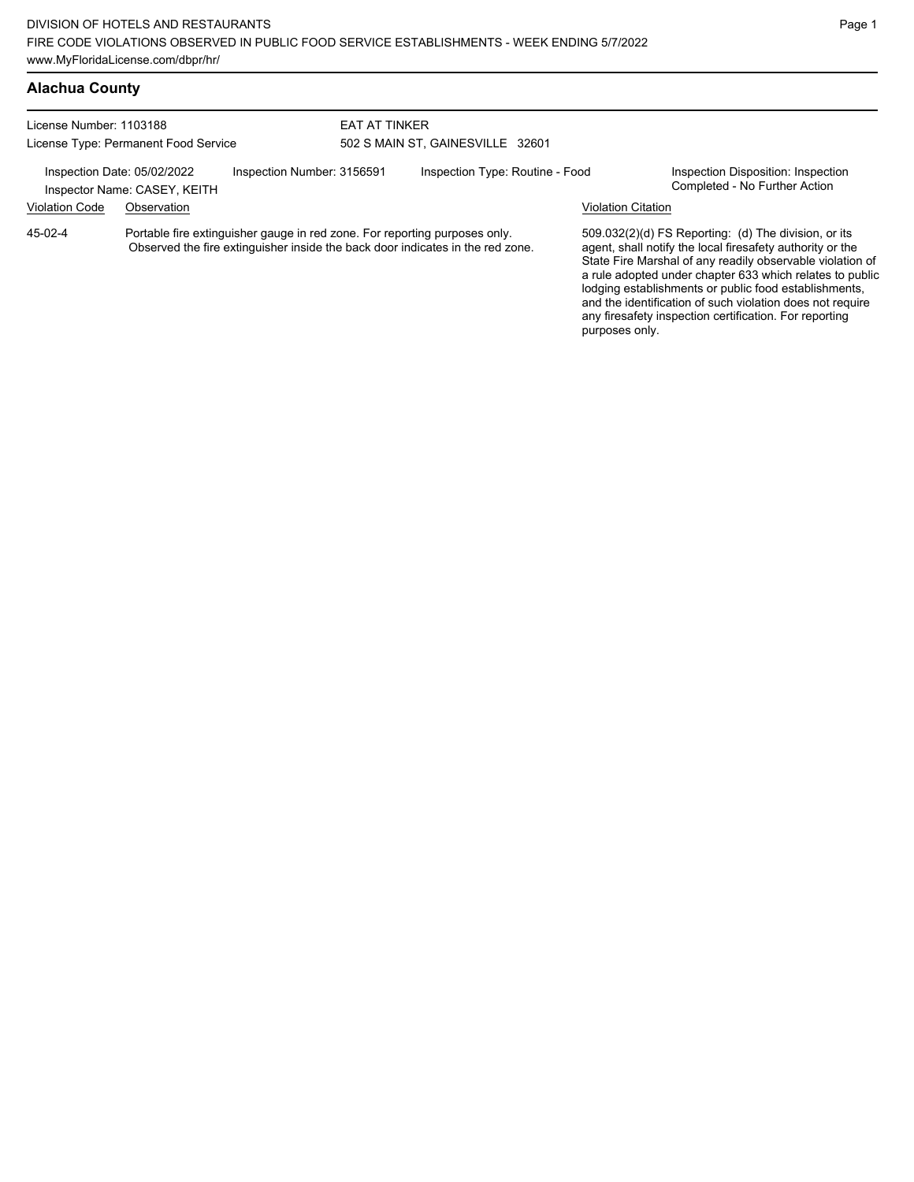## Alachua County

License Number: 1103188
License Type: Permanent Food Service

EAT AT TINKER
502 S MAIN ST, GAINESVILLE 32601

Inspection Date: 05/02/2022
Inspector Name: CASEY, KEITH

Inspection Number: 3156591

Inspection Type: Routine - Food

Inspection Disposition: Inspection Completed - No Further Action

| Violation Code | Observation | Violation Citation |
| --- | --- | --- |
| 45-02-4 | Portable fire extinguisher gauge in red zone. For reporting purposes only. Observed the fire extinguisher inside the back door indicates in the red zone. | 509.032(2)(d) FS Reporting: (d) The division, or its agent, shall notify the local firesafety authority or the State Fire Marshal of any readily observable violation of a rule adopted under chapter 633 which relates to public lodging establishments or public food establishments, and the identification of such violation does not require any firesafety inspection certification. For reporting purposes only. |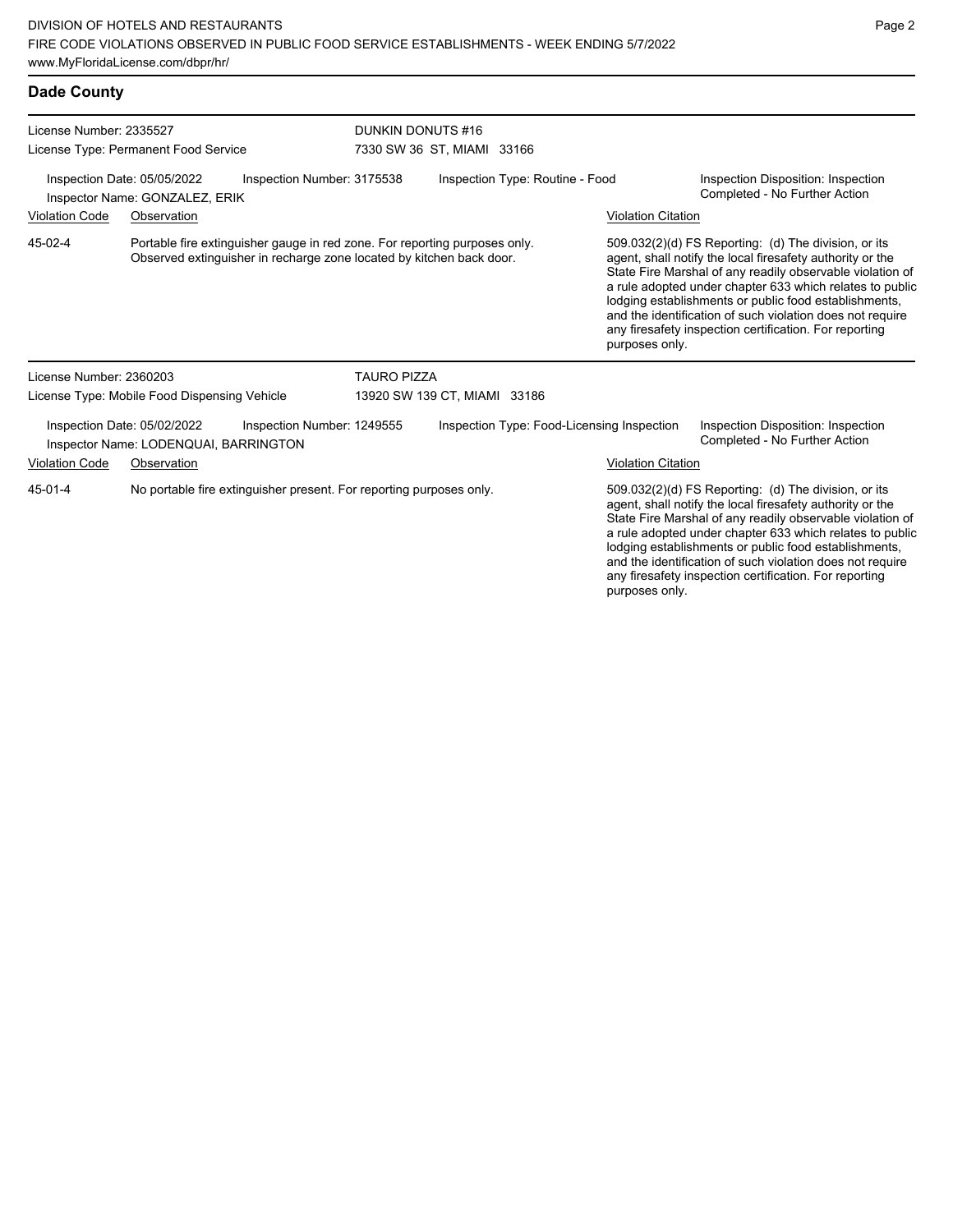## Dade County

License Number: 2335527
License Type: Permanent Food Service

DUNKIN DONUTS #16
7330 SW 36 ST, MIAMI 33166

Inspection Date: 05/05/2022
Inspection Number: 3175538
Inspection Type: Routine - Food
Inspection Disposition: Inspection Completed - No Further Action
Inspector Name: GONZALEZ, ERIK

| Violation Code | Observation | Violation Citation |
|---|---|---|
| 45-02-4 | Portable fire extinguisher gauge in red zone. For reporting purposes only. Observed extinguisher in recharge zone located by kitchen back door. | 509.032(2)(d) FS Reporting: (d) The division, or its agent, shall notify the local firesafety authority or the State Fire Marshal of any readily observable violation of a rule adopted under chapter 633 which relates to public lodging establishments or public food establishments, and the identification of such violation does not require any firesafety inspection certification. For reporting purposes only. |

License Number: 2360203
License Type: Mobile Food Dispensing Vehicle

TAURO PIZZA
13920 SW 139 CT, MIAMI 33186

Inspection Date: 05/02/2022
Inspection Number: 1249555
Inspection Type: Food-Licensing Inspection
Inspection Disposition: Inspection Completed - No Further Action
Inspector Name: LODENQUAI, BARRINGTON

| Violation Code | Observation | Violation Citation |
|---|---|---|
| 45-01-4 | No portable fire extinguisher present. For reporting purposes only. | 509.032(2)(d) FS Reporting: (d) The division, or its agent, shall notify the local firesafety authority or the State Fire Marshal of any readily observable violation of a rule adopted under chapter 633 which relates to public lodging establishments or public food establishments, and the identification of such violation does not require any firesafety inspection certification. For reporting purposes only. |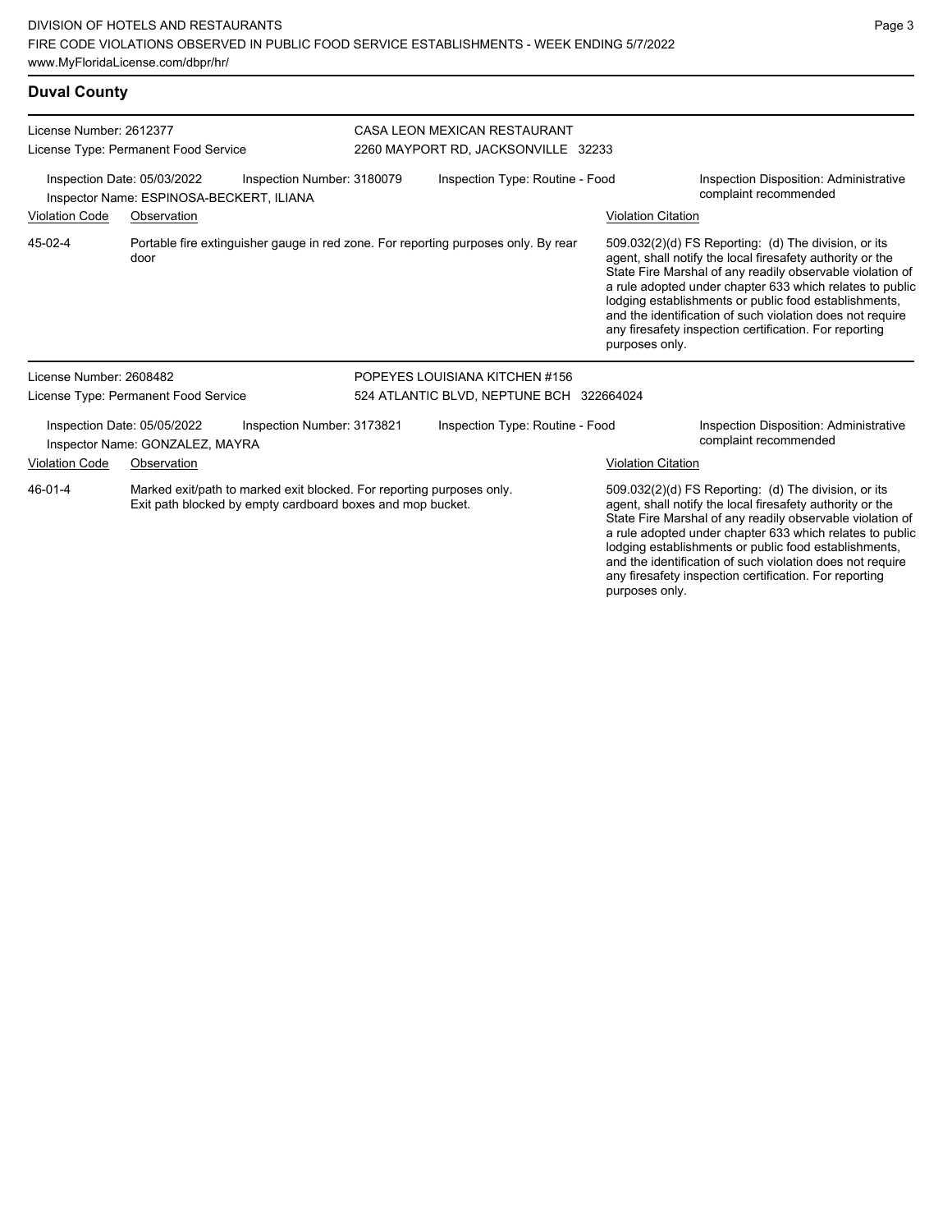## Duval County

License Number: 2612377
License Type: Permanent Food Service

CASA LEON MEXICAN RESTAURANT
2260 MAYPORT RD, JACKSONVILLE 32233

Inspection Date: 05/03/2022
Inspection Number: 3180079
Inspection Type: Routine - Food
Inspection Disposition: Administrative complaint recommended
Inspector Name: ESPINOSA-BECKERT, ILIANA

| Violation Code | Observation | Violation Citation |
|---|---|---|
| 45-02-4 | Portable fire extinguisher gauge in red zone. For reporting purposes only. By rear door | 509.032(2)(d) FS Reporting: (d) The division, or its agent, shall notify the local firesafety authority or the State Fire Marshal of any readily observable violation of a rule adopted under chapter 633 which relates to public lodging establishments or public food establishments, and the identification of such violation does not require any firesafety inspection certification. For reporting purposes only. |

License Number: 2608482
License Type: Permanent Food Service

POPEYES LOUISIANA KITCHEN #156
524 ATLANTIC BLVD, NEPTUNE BCH 322664024

Inspection Date: 05/05/2022
Inspection Number: 3173821
Inspection Type: Routine - Food
Inspection Disposition: Administrative complaint recommended
Inspector Name: GONZALEZ, MAYRA

| Violation Code | Observation | Violation Citation |
|---|---|---|
| 46-01-4 | Marked exit/path to marked exit blocked. For reporting purposes only. Exit path blocked by empty cardboard boxes and mop bucket. | 509.032(2)(d) FS Reporting: (d) The division, or its agent, shall notify the local firesafety authority or the State Fire Marshal of any readily observable violation of a rule adopted under chapter 633 which relates to public lodging establishments or public food establishments, and the identification of such violation does not require any firesafety inspection certification. For reporting purposes only. |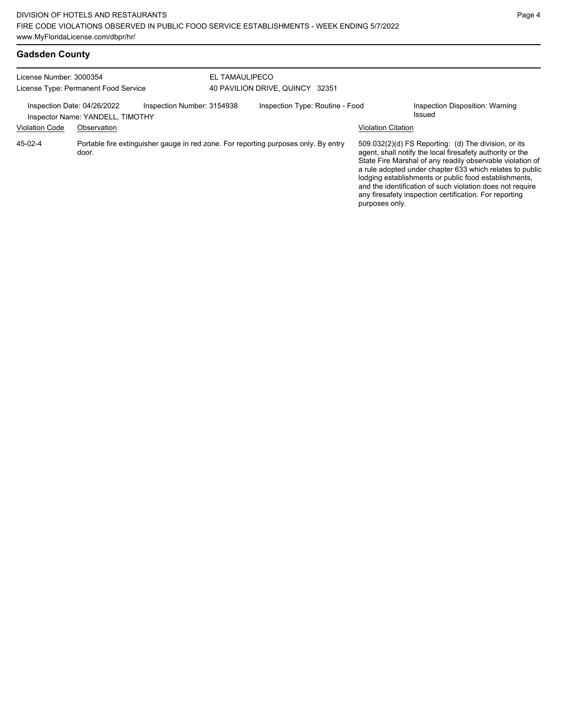## Gadsden County

License Number: 3000354
License Type: Permanent Food Service

EL TAMAULIPECO
40 PAVILION DRIVE, QUINCY 32351

Inspection Date: 04/26/2022 | Inspection Number: 3154938 | Inspection Type: Routine - Food | Inspection Disposition: Warning Issued

Inspector Name: YANDELL, TIMOTHY

| Violation Code | Observation | Violation Citation |
|---|---|---|
| 45-02-4 | Portable fire extinguisher gauge in red zone. For reporting purposes only. By entry door. | 509.032(2)(d) FS Reporting: (d) The division, or its agent, shall notify the local firesafety authority or the State Fire Marshal of any readily observable violation of a rule adopted under chapter 633 which relates to public lodging establishments or public food establishments, and the identification of such violation does not require any firesafety inspection certification. For reporting purposes only. |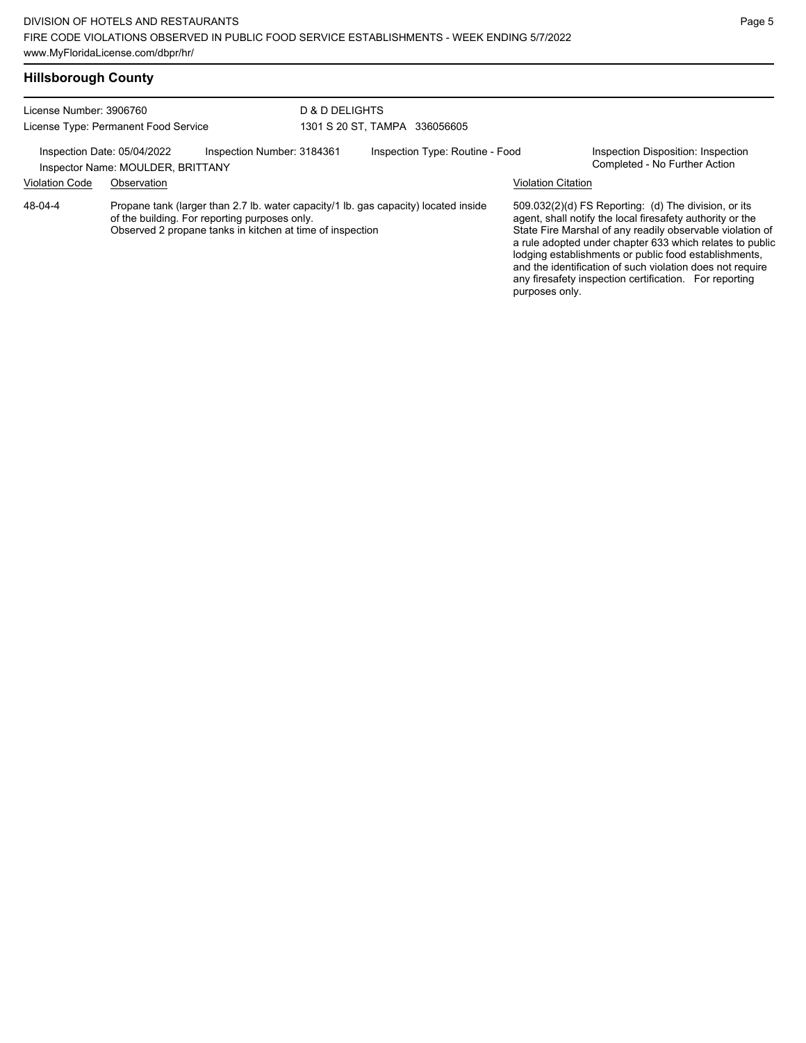## Hillsborough County

License Number: 3906760
License Type: Permanent Food Service

D & D DELIGHTS
1301 S 20 ST, TAMPA 336056605

Inspection Date: 05/04/2022
Inspector Name: MOULDER, BRITTANY
Inspection Number: 3184361
Inspection Type: Routine - Food
Inspection Disposition: Inspection Completed - No Further Action

| Violation Code | Observation | Violation Citation |
| --- | --- | --- |
| 48-04-4 | Propane tank (larger than 2.7 lb. water capacity/1 lb. gas capacity) located inside of the building. For reporting purposes only. Observed 2 propane tanks in kitchen at time of inspection | 509.032(2)(d) FS Reporting: (d) The division, or its agent, shall notify the local firesafety authority or the State Fire Marshal of any readily observable violation of a rule adopted under chapter 633 which relates to public lodging establishments or public food establishments, and the identification of such violation does not require any firesafety inspection certification. For reporting purposes only. |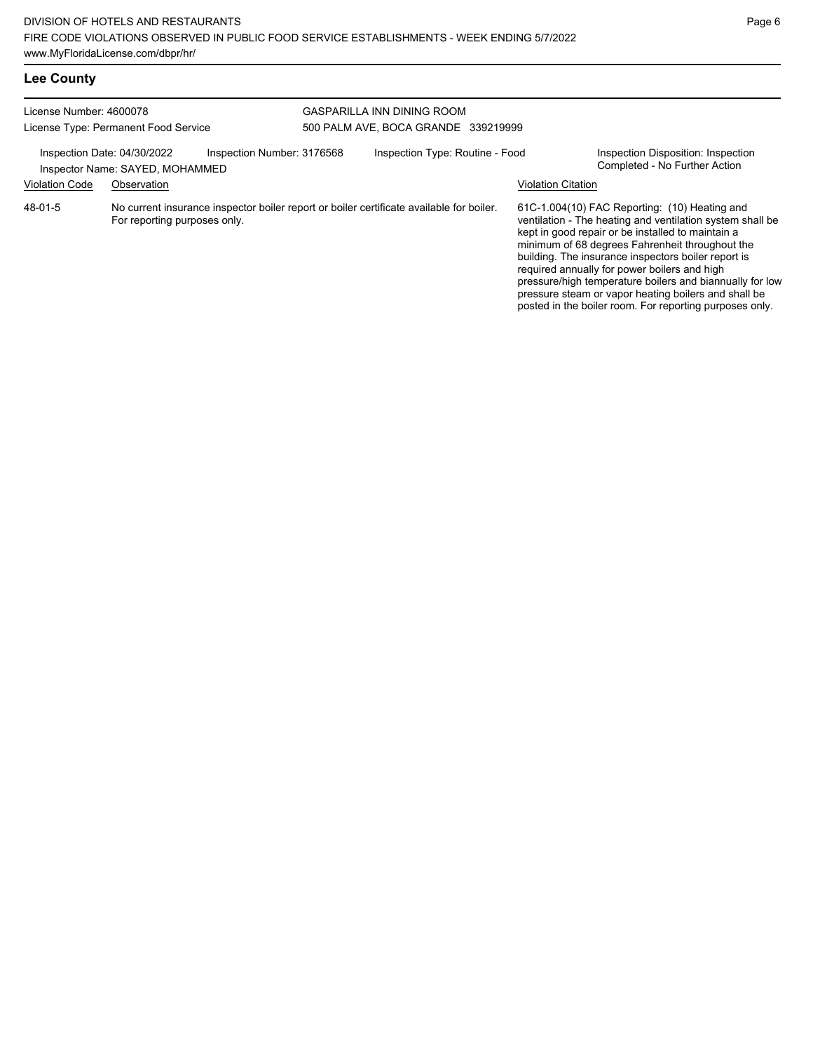## Lee County

License Number: 4600078
License Type: Permanent Food Service

GASPARILLA INN DINING ROOM
500 PALM AVE, BOCA GRANDE 339219999

Inspection Date: 04/30/2022
Inspector Name: SAYED, MOHAMMED
Inspection Number: 3176568
Inspection Type: Routine - Food
Inspection Disposition: Inspection Completed - No Further Action

| Violation Code | Observation | Violation Citation |
| --- | --- | --- |
| 48-01-5 | No current insurance inspector boiler report or boiler certificate available for boiler. For reporting purposes only. | 61C-1.004(10) FAC Reporting: (10) Heating and ventilation - The heating and ventilation system shall be kept in good repair or be installed to maintain a minimum of 68 degrees Fahrenheit throughout the building. The insurance inspectors boiler report is required annually for power boilers and high pressure/high temperature boilers and biannually for low pressure steam or vapor heating boilers and shall be posted in the boiler room. For reporting purposes only. |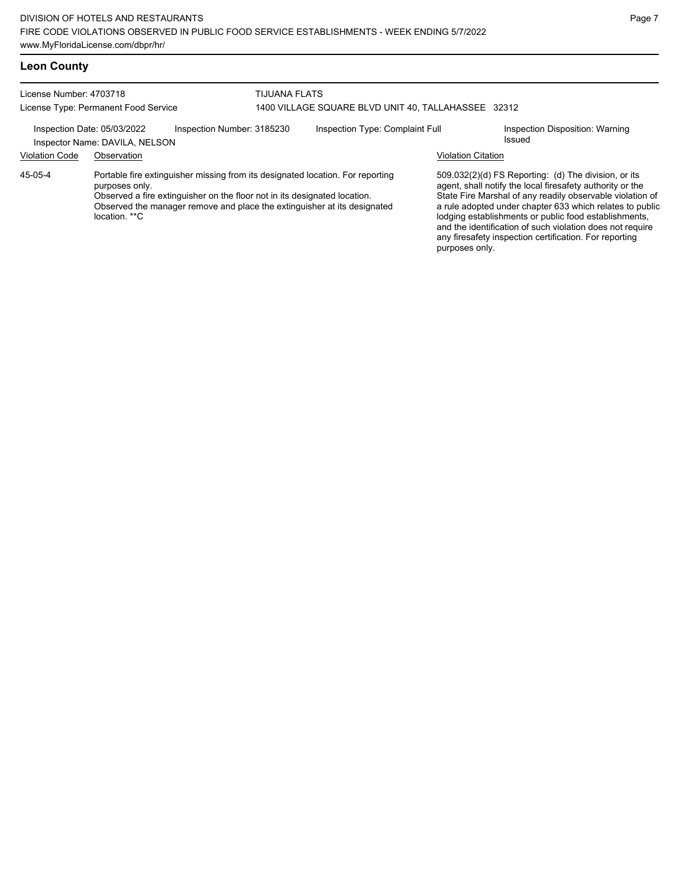## Leon County

License Number: 4703718
License Type: Permanent Food Service

TIJUANA FLATS
1400 VILLAGE SQUARE BLVD UNIT 40, TALLAHASSEE 32312

Inspection Date: 05/03/2022
Inspector Name: DAVILA, NELSON
Inspection Number: 3185230
Inspection Type: Complaint Full
Inspection Disposition: Warning Issued

| Violation Code | Observation | Violation Citation |
| --- | --- | --- |
| 45-05-4 | Portable fire extinguisher missing from its designated location. For reporting purposes only. Observed a fire extinguisher on the floor not in its designated location. Observed the manager remove and place the extinguisher at its designated location. **C | 509.032(2)(d) FS Reporting: (d) The division, or its agent, shall notify the local firesafety authority or the State Fire Marshal of any readily observable violation of a rule adopted under chapter 633 which relates to public lodging establishments or public food establishments, and the identification of such violation does not require any firesafety inspection certification. For reporting purposes only. |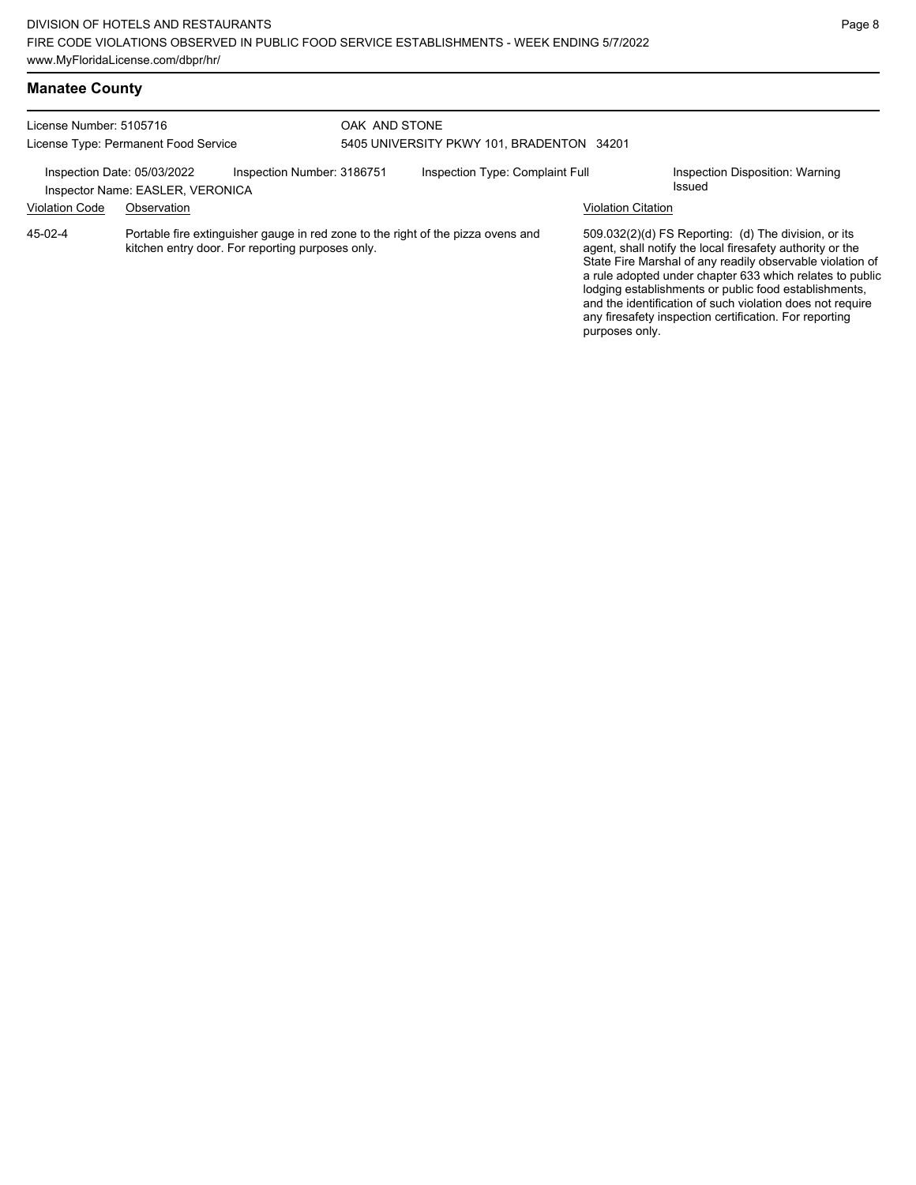## Manatee County

License Number: 5105716
License Type: Permanent Food Service

OAK AND STONE
5405 UNIVERSITY PKWY 101, BRADENTON 34201

Inspection Date: 05/03/2022
Inspector Name: EASLER, VERONICA
Inspection Number: 3186751
Inspection Type: Complaint Full
Inspection Disposition: Warning Issued

| Violation Code | Observation | Violation Citation |
|---|---|---|
| 45-02-4 | Portable fire extinguisher gauge in red zone to the right of the pizza ovens and kitchen entry door. For reporting purposes only. | 509.032(2)(d) FS Reporting: (d) The division, or its agent, shall notify the local firesafety authority or the State Fire Marshal of any readily observable violation of a rule adopted under chapter 633 which relates to public lodging establishments or public food establishments, and the identification of such violation does not require any firesafety inspection certification. For reporting purposes only. |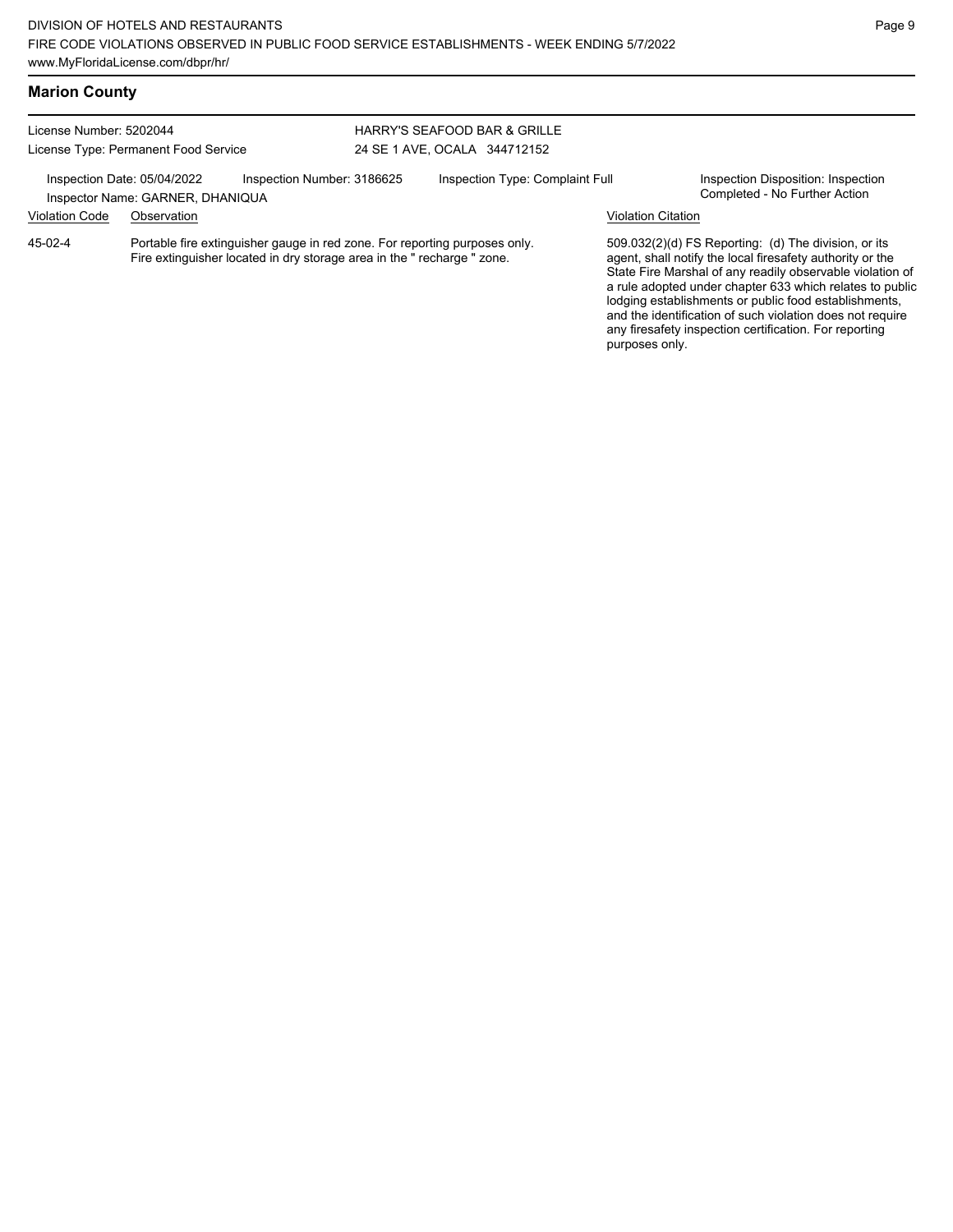## Marion County

License Number: 5202044
License Type: Permanent Food Service

HARRY'S SEAFOOD BAR & GRILLE
24 SE 1 AVE, OCALA 344712152

Inspection Date: 05/04/2022
Inspector Name: GARNER, DHANIQUA
Inspection Number: 3186625
Inspection Type: Complaint Full
Inspection Disposition: Inspection Completed - No Further Action

| Violation Code | Observation | Violation Citation |
|---|---|---|
| 45-02-4 | Portable fire extinguisher gauge in red zone. For reporting purposes only. Fire extinguisher located in dry storage area in the " recharge " zone. | 509.032(2)(d) FS Reporting: (d) The division, or its agent, shall notify the local firesafety authority or the State Fire Marshal of any readily observable violation of a rule adopted under chapter 633 which relates to public lodging establishments or public food establishments, and the identification of such violation does not require any firesafety inspection certification. For reporting purposes only. |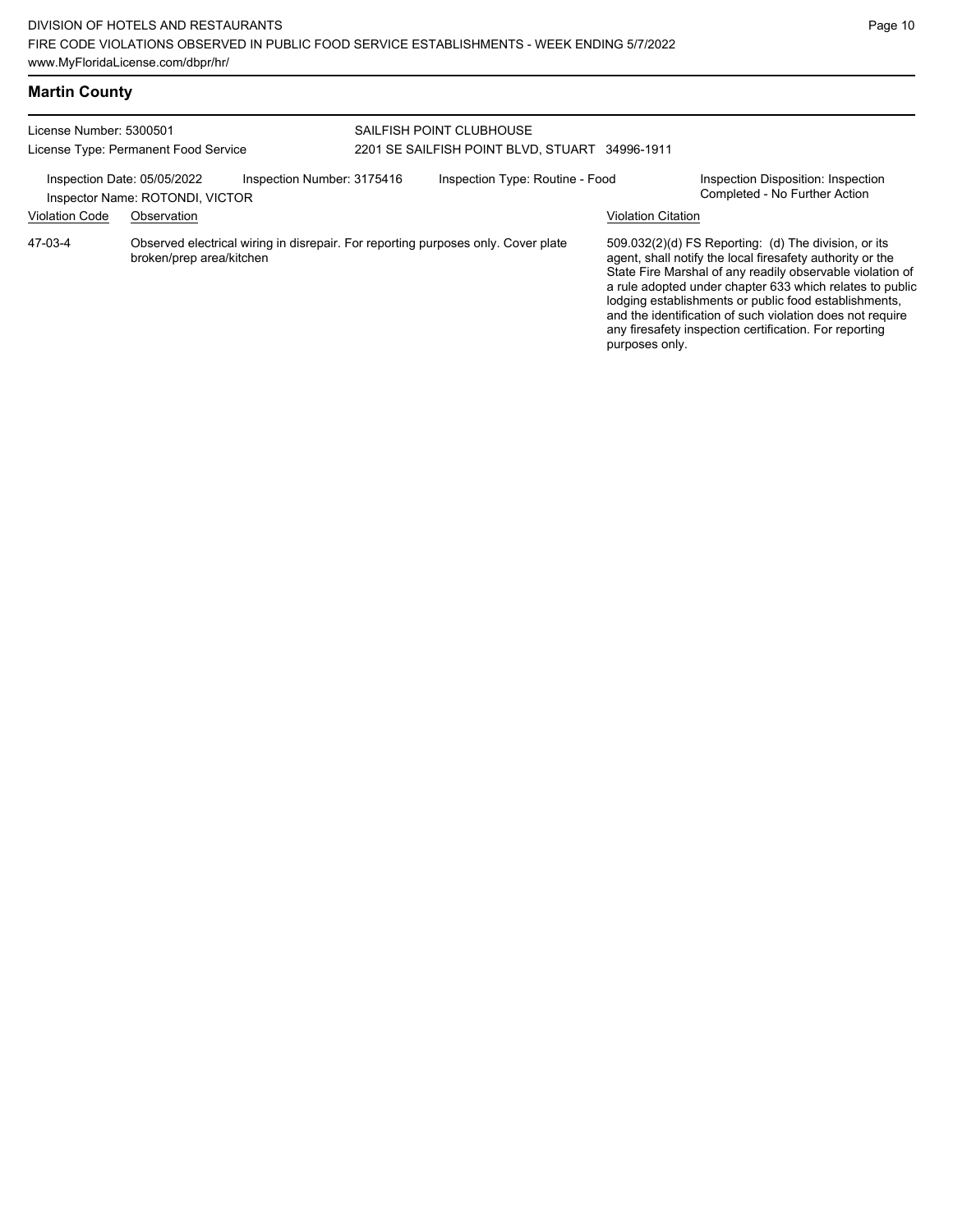## Martin County

License Number: 5300501
License Type: Permanent Food Service

SAILFISH POINT CLUBHOUSE
2201 SE SAILFISH POINT BLVD, STUART 34996-1911

Inspection Date: 05/05/2022
Inspector Name: ROTONDI, VICTOR
Inspection Number: 3175416
Inspection Type: Routine - Food
Inspection Disposition: Inspection Completed - No Further Action

| Violation Code | Observation | Violation Citation |
| --- | --- | --- |
| 47-03-4 | Observed electrical wiring in disrepair. For reporting purposes only. Cover plate broken/prep area/kitchen | 509.032(2)(d) FS Reporting: (d) The division, or its agent, shall notify the local firesafety authority or the State Fire Marshal of any readily observable violation of a rule adopted under chapter 633 which relates to public lodging establishments or public food establishments, and the identification of such violation does not require any firesafety inspection certification. For reporting purposes only. |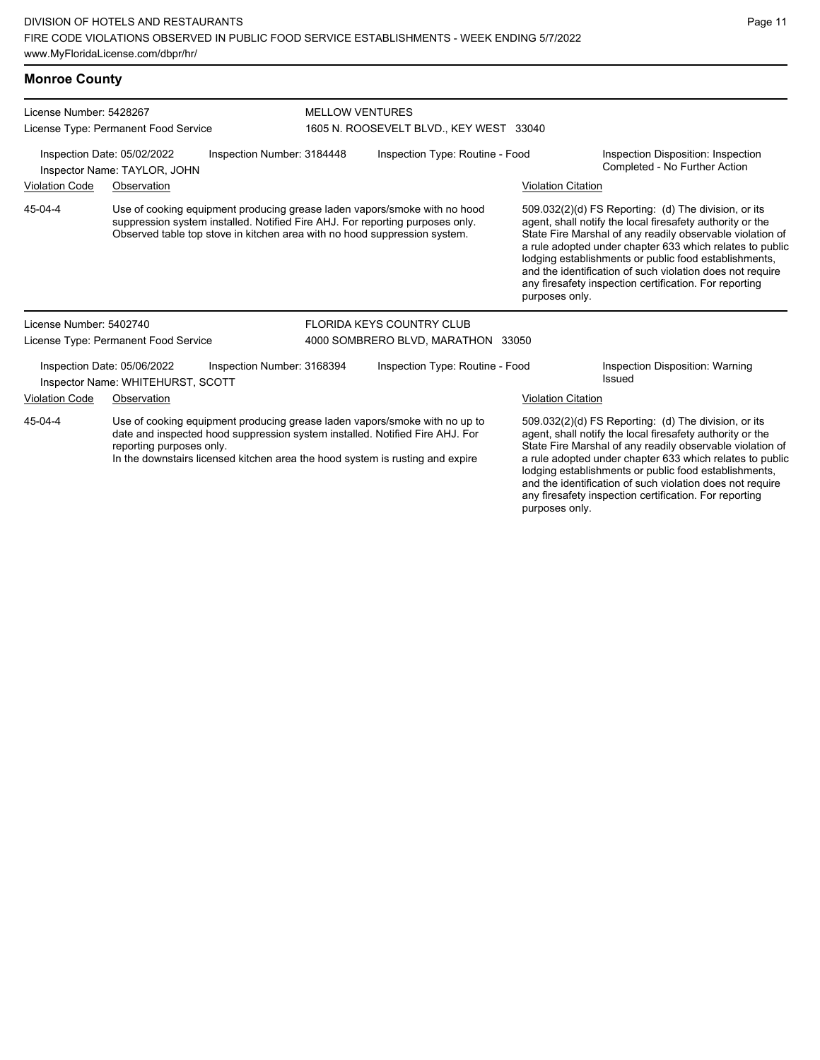## Monroe County

License Number: 5428267
License Type: Permanent Food Service

MELLOW VENTURES
1605 N. ROOSEVELT BLVD., KEY WEST 33040

Inspection Date: 05/02/2022
Inspector Name: TAYLOR, JOHN
Inspection Number: 3184448
Inspection Type: Routine - Food
Inspection Disposition: Inspection Completed - No Further Action

| Violation Code | Observation | Violation Citation |
|---|---|---|
| 45-04-4 | Use of cooking equipment producing grease laden vapors/smoke with no hood suppression system installed. Notified Fire AHJ. For reporting purposes only. Observed table top stove in kitchen area with no hood suppression system. | 509.032(2)(d) FS Reporting: (d) The division, or its agent, shall notify the local firesafety authority or the State Fire Marshal of any readily observable violation of a rule adopted under chapter 633 which relates to public lodging establishments or public food establishments, and the identification of such violation does not require any firesafety inspection certification. For reporting purposes only. |

License Number: 5402740
License Type: Permanent Food Service

FLORIDA KEYS COUNTRY CLUB
4000 SOMBRERO BLVD, MARATHON 33050

Inspection Date: 05/06/2022
Inspector Name: WHITEHURST, SCOTT
Inspection Number: 3168394
Inspection Type: Routine - Food
Inspection Disposition: Warning Issued

| Violation Code | Observation | Violation Citation |
|---|---|---|
| 45-04-4 | Use of cooking equipment producing grease laden vapors/smoke with no up to date and inspected hood suppression system installed. Notified Fire AHJ. For reporting purposes only. In the downstairs licensed kitchen area the hood system is rusting and expire | 509.032(2)(d) FS Reporting: (d) The division, or its agent, shall notify the local firesafety authority or the State Fire Marshal of any readily observable violation of a rule adopted under chapter 633 which relates to public lodging establishments or public food establishments, and the identification of such violation does not require any firesafety inspection certification. For reporting purposes only. |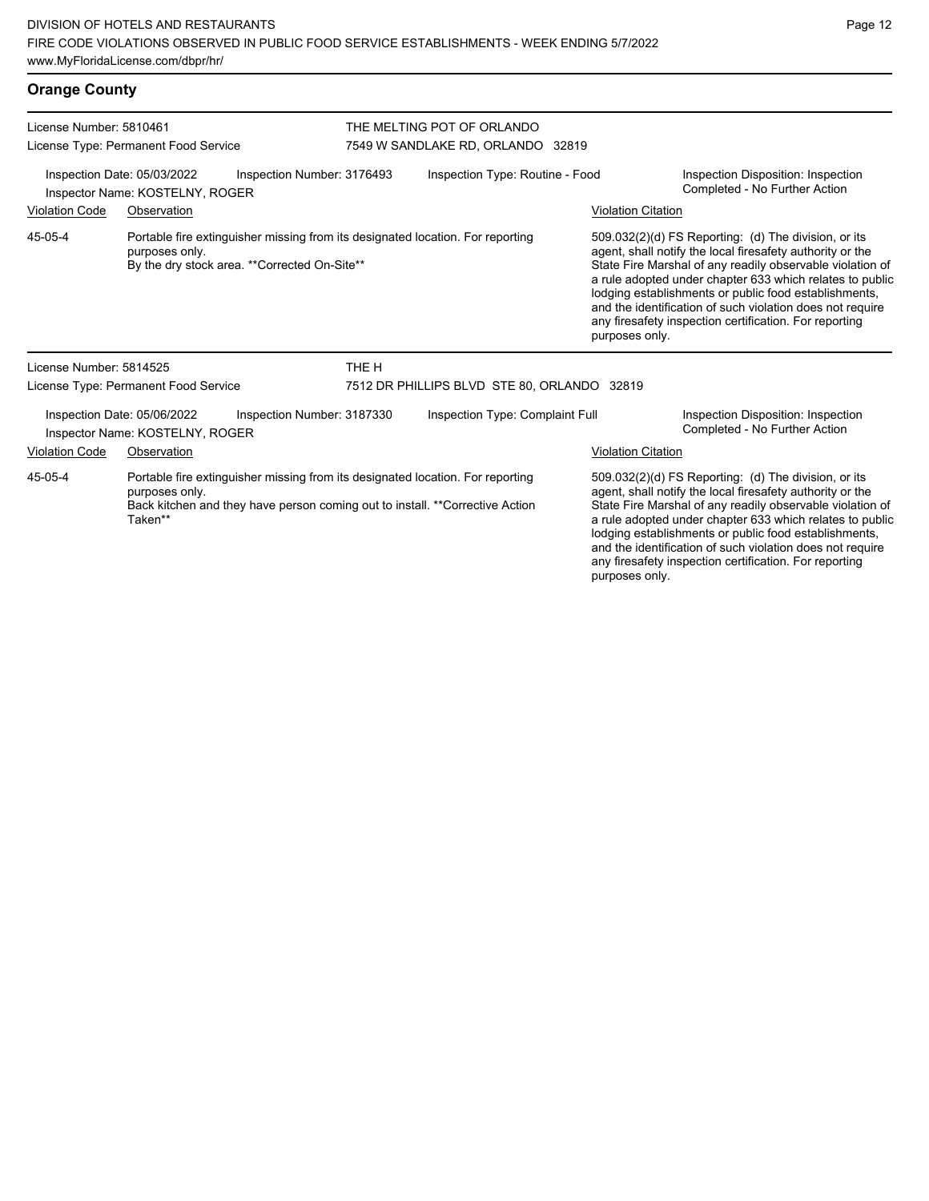## Orange County

License Number: 5810461
License Type: Permanent Food Service

THE MELTING POT OF ORLANDO
7549 W SANDLAKE RD, ORLANDO 32819

Inspection Date: 05/03/2022
Inspection Number: 3176493
Inspection Type: Routine - Food
Inspection Disposition: Inspection Completed - No Further Action
Inspector Name: KOSTELNY, ROGER

| Violation Code | Observation | Violation Citation |
| --- | --- | --- |
| 45-05-4 | Portable fire extinguisher missing from its designated location. For reporting purposes only. By the dry stock area. **Corrected On-Site** | 509.032(2)(d) FS Reporting: (d) The division, or its agent, shall notify the local firesafety authority or the State Fire Marshal of any readily observable violation of a rule adopted under chapter 633 which relates to public lodging establishments or public food establishments, and the identification of such violation does not require any firesafety inspection certification. For reporting purposes only. |

License Number: 5814525
License Type: Permanent Food Service

THE H
7512 DR PHILLIPS BLVD STE 80, ORLANDO 32819

Inspection Date: 05/06/2022
Inspection Number: 3187330
Inspection Type: Complaint Full
Inspection Disposition: Inspection Completed - No Further Action
Inspector Name: KOSTELNY, ROGER

| Violation Code | Observation | Violation Citation |
| --- | --- | --- |
| 45-05-4 | Portable fire extinguisher missing from its designated location. For reporting purposes only. Back kitchen and they have person coming out to install. **Corrective Action Taken** | 509.032(2)(d) FS Reporting: (d) The division, or its agent, shall notify the local firesafety authority or the State Fire Marshal of any readily observable violation of a rule adopted under chapter 633 which relates to public lodging establishments or public food establishments, and the identification of such violation does not require any firesafety inspection certification. For reporting purposes only. |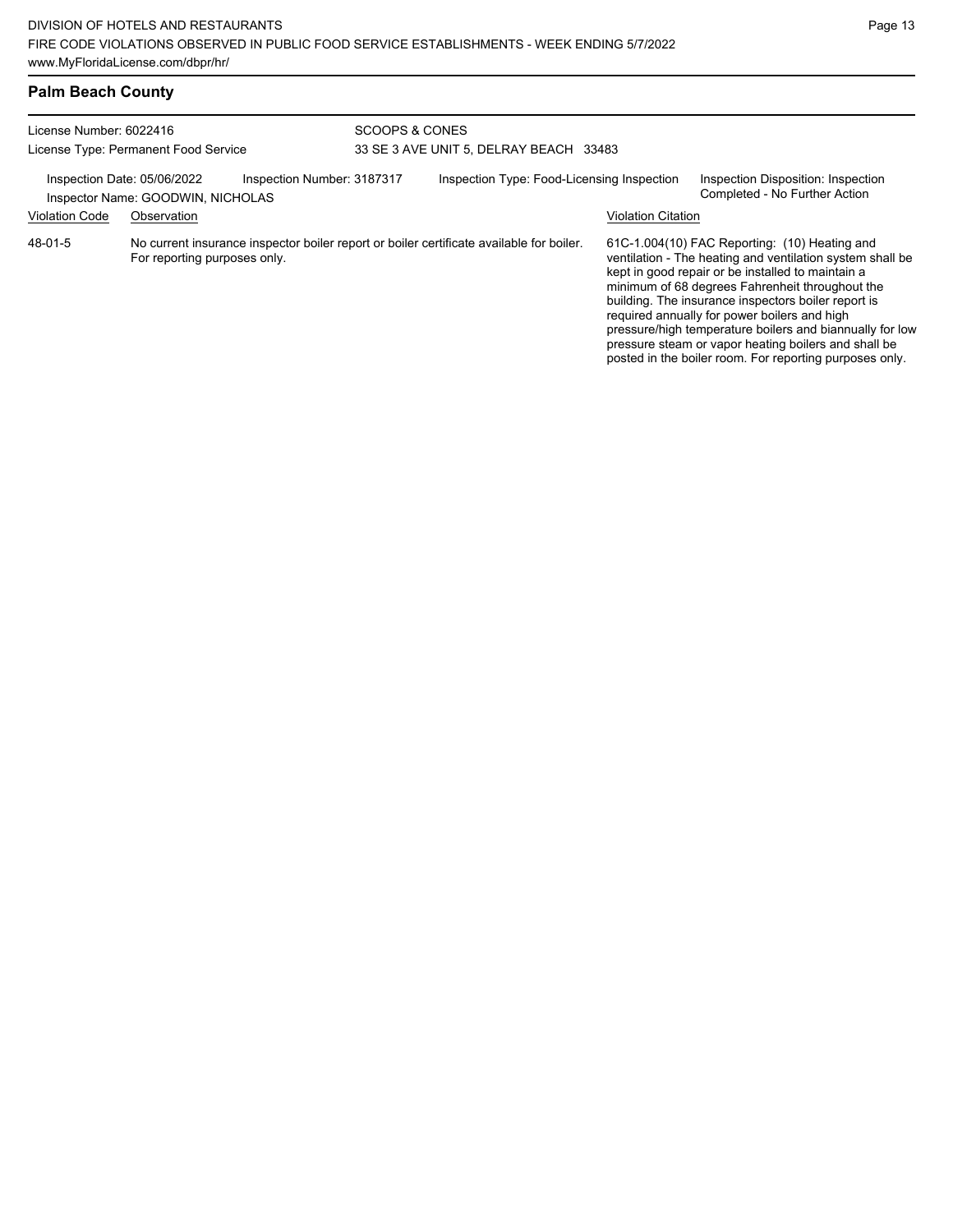DIVISION OF HOTELS AND RESTAURANTS
FIRE CODE VIOLATIONS OBSERVED IN PUBLIC FOOD SERVICE ESTABLISHMENTS - WEEK ENDING 5/7/2022
www.MyFloridaLicense.com/dbpr/hr/

## Palm Beach County

License Number: 6022416
License Type: Permanent Food Service

SCOOPS & CONES
33 SE 3 AVE UNIT 5, DELRAY BEACH 33483

Inspection Date: 05/06/2022
Inspector Name: GOODWIN, NICHOLAS
Inspection Number: 3187317
Inspection Type: Food-Licensing Inspection
Inspection Disposition: Inspection Completed - No Further Action

| Violation Code | Observation | Violation Citation |
|---|---|---|
| 48-01-5 | No current insurance inspector boiler report or boiler certificate available for boiler. For reporting purposes only. | 61C-1.004(10) FAC Reporting: (10) Heating and ventilation - The heating and ventilation system shall be kept in good repair or be installed to maintain a minimum of 68 degrees Fahrenheit throughout the building. The insurance inspectors boiler report is required annually for power boilers and high pressure/high temperature boilers and biannually for low pressure steam or vapor heating boilers and shall be posted in the boiler room. For reporting purposes only. |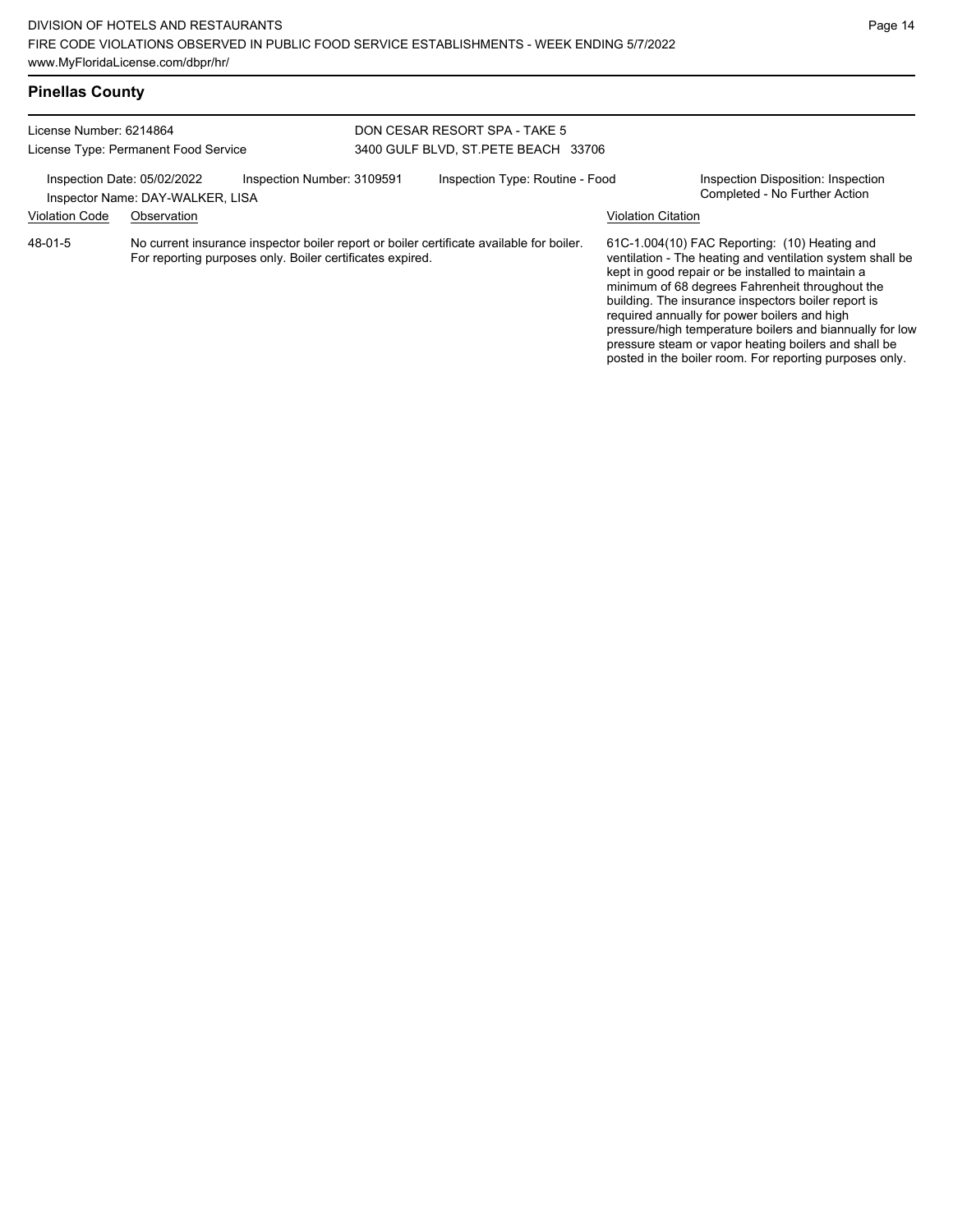## Pinellas County

License Number: 6214864
License Type: Permanent Food Service

DON CESAR RESORT SPA - TAKE 5
3400 GULF BLVD, ST.PETE BEACH 33706

Inspection Date: 05/02/2022
Inspection Number: 3109591
Inspection Type: Routine - Food
Inspection Disposition: Inspection Completed - No Further Action
Inspector Name: DAY-WALKER, LISA

| Violation Code | Observation | Violation Citation |
|---|---|---|
| 48-01-5 | No current insurance inspector boiler report or boiler certificate available for boiler. For reporting purposes only. Boiler certificates expired. | 61C-1.004(10) FAC Reporting: (10) Heating and ventilation - The heating and ventilation system shall be kept in good repair or be installed to maintain a minimum of 68 degrees Fahrenheit throughout the building. The insurance inspectors boiler report is required annually for power boilers and high pressure/high temperature boilers and biannually for low pressure steam or vapor heating boilers and shall be posted in the boiler room. For reporting purposes only. |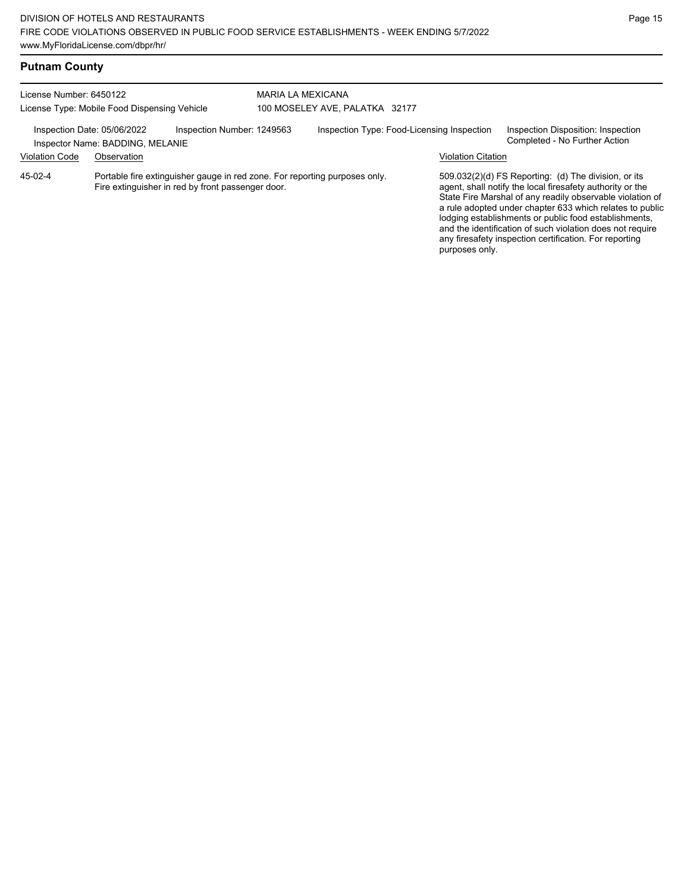## Putnam County

License Number: 6450122
License Type: Mobile Food Dispensing Vehicle

MARIA LA MEXICANA
100 MOSELEY AVE, PALATKA 32177

Inspection Date: 05/06/2022
Inspector Name: BADDING, MELANIE
Inspection Number: 1249563
Inspection Type: Food-Licensing Inspection
Inspection Disposition: Inspection Completed - No Further Action

| Violation Code | Observation | Violation Citation |
| --- | --- | --- |
| 45-02-4 | Portable fire extinguisher gauge in red zone. For reporting purposes only. Fire extinguisher in red by front passenger door. | 509.032(2)(d) FS Reporting: (d) The division, or its agent, shall notify the local firesafety authority or the State Fire Marshal of any readily observable violation of a rule adopted under chapter 633 which relates to public lodging establishments or public food establishments, and the identification of such violation does not require any firesafety inspection certification. For reporting purposes only. |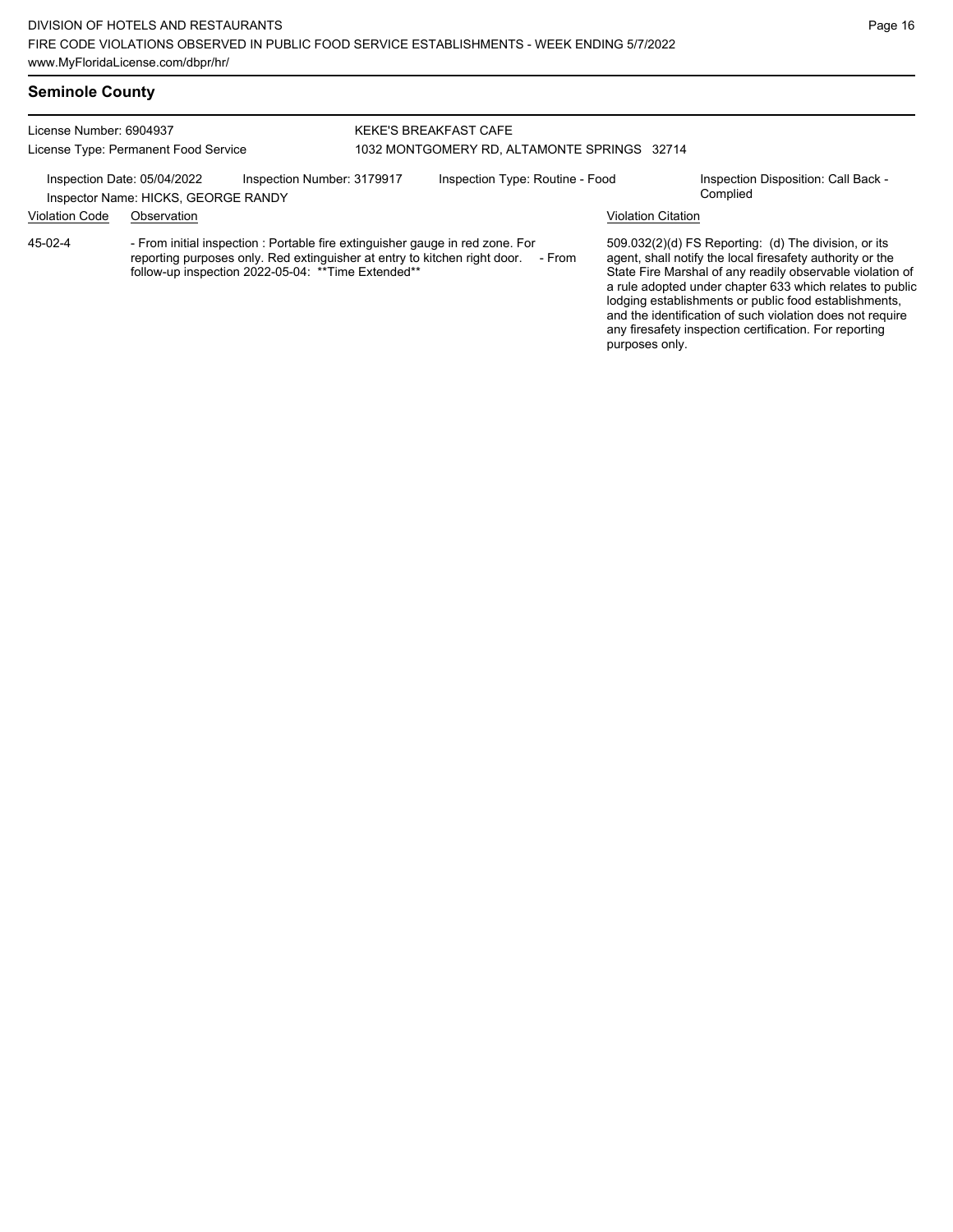## Seminole County

License Number: 6904937
License Type: Permanent Food Service

KEKE'S BREAKFAST CAFE
1032 MONTGOMERY RD, ALTAMONTE SPRINGS 32714

Inspection Date: 05/04/2022
Inspector Name: HICKS, GEORGE RANDY
Inspection Number: 3179917
Inspection Type: Routine - Food
Inspection Disposition: Call Back - Complied

| Violation Code | Observation | Violation Citation |
|---|---|---|
| 45-02-4 | - From initial inspection : Portable fire extinguisher gauge in red zone. For reporting purposes only. Red extinguisher at entry to kitchen right door. - From follow-up inspection 2022-05-04: **Time Extended** | 509.032(2)(d) FS Reporting: (d) The division, or its agent, shall notify the local firesafety authority or the State Fire Marshal of any readily observable violation of a rule adopted under chapter 633 which relates to public lodging establishments or public food establishments, and the identification of such violation does not require any firesafety inspection certification. For reporting purposes only. |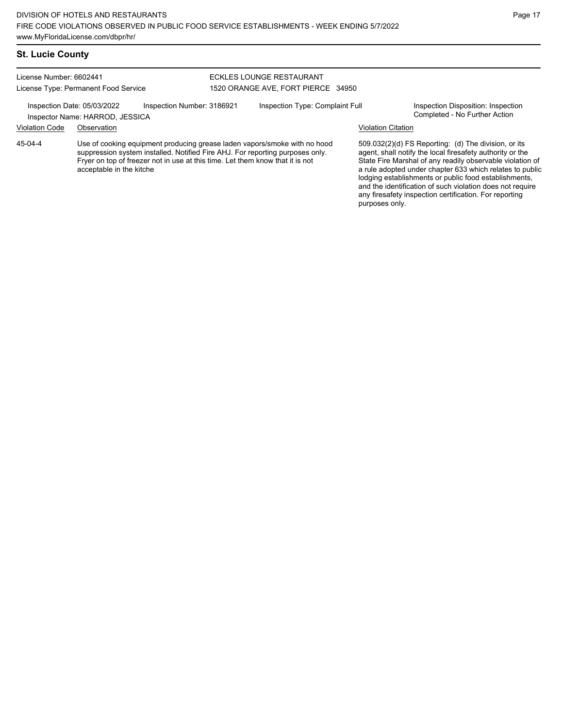## St. Lucie County

License Number: 6602441
License Type: Permanent Food Service

ECKLES LOUNGE RESTAURANT
1520 ORANGE AVE, FORT PIERCE 34950

Inspection Date: 05/03/2022
Inspector Name: HARROD, JESSICA
Inspection Number: 3186921
Inspection Type: Complaint Full
Inspection Disposition: Inspection Completed - No Further Action

| Violation Code | Observation | Violation Citation |
|---|---|---|
| 45-04-4 | Use of cooking equipment producing grease laden vapors/smoke with no hood suppression system installed. Notified Fire AHJ. For reporting purposes only. Fryer on top of freezer not in use at this time. Let them know that it is not acceptable in the kitche | 509.032(2)(d) FS Reporting: (d) The division, or its agent, shall notify the local firesafety authority or the State Fire Marshal of any readily observable violation of a rule adopted under chapter 633 which relates to public lodging establishments or public food establishments, and the identification of such violation does not require any firesafety inspection certification. For reporting purposes only. |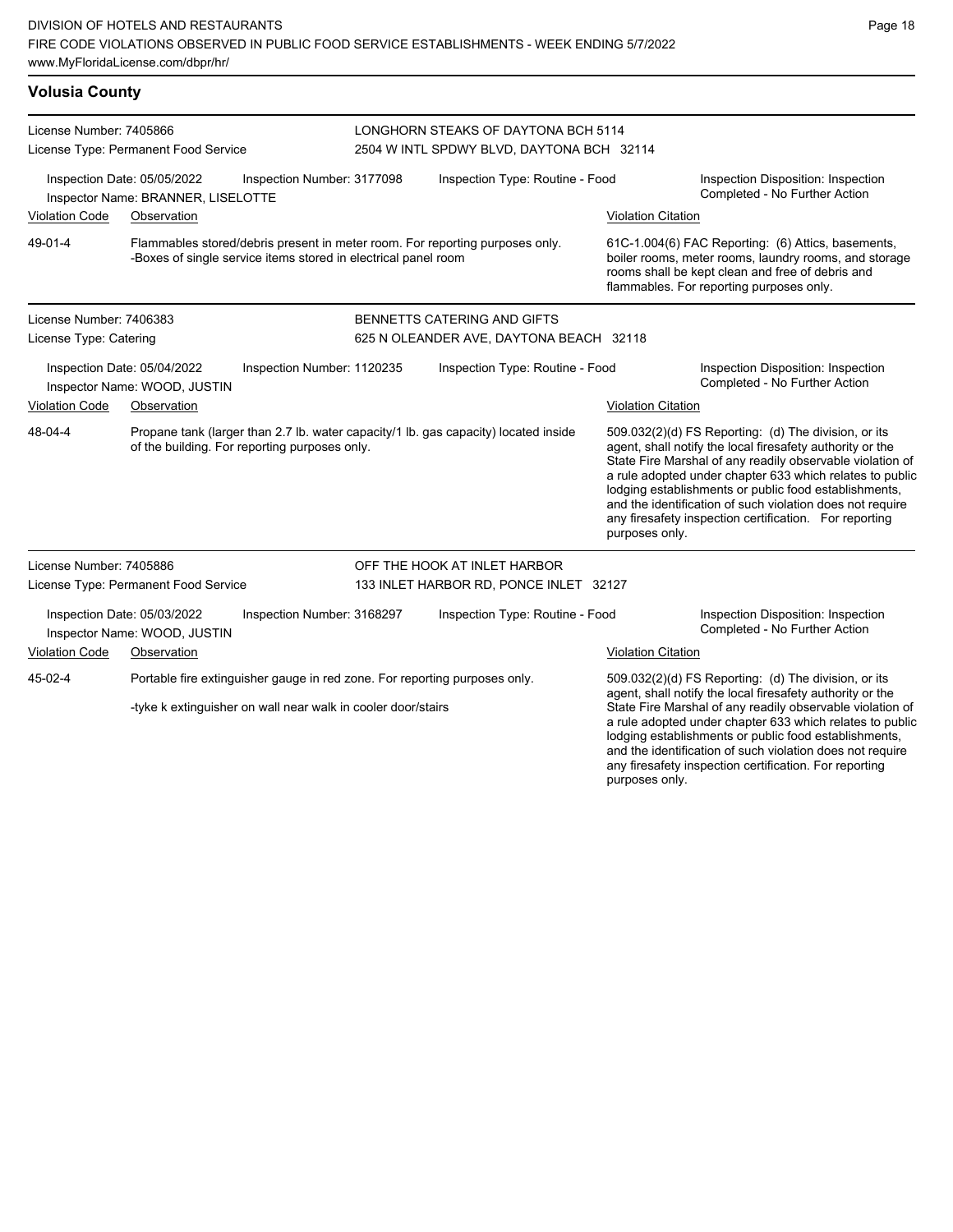## Volusia County

**License Number:** 7405866
**License Type:** Permanent Food Service

**LONGHORN STEAKS OF DAYTONA BCH 5114**
2504 W INTL SPDWY BLVD, DAYTONA BCH 32114

Inspection Date: 05/05/2022 | Inspection Number: 3177098 | Inspection Type: Routine - Food | Inspection Disposition: Inspection Completed - No Further Action

Inspector Name: BRANNER, LISELOTTE

| Violation Code | Observation | Violation Citation |
|---|---|---|
| 49-01-4 | Flammables stored/debris present in meter room. For reporting purposes only. -Boxes of single service items stored in electrical panel room | 61C-1.004(6) FAC Reporting: (6) Attics, basements, boiler rooms, meter rooms, laundry rooms, and storage rooms shall be kept clean and free of debris and flammables. For reporting purposes only. |

**License Number:** 7406383
**License Type:** Catering

**BENNETTS CATERING AND GIFTS**
625 N OLEANDER AVE, DAYTONA BEACH 32118

Inspection Date: 05/04/2022 | Inspection Number: 1120235 | Inspection Type: Routine - Food | Inspection Disposition: Inspection Completed - No Further Action

Inspector Name: WOOD, JUSTIN

| Violation Code | Observation | Violation Citation |
|---|---|---|
| 48-04-4 | Propane tank (larger than 2.7 lb. water capacity/1 lb. gas capacity) located inside of the building. For reporting purposes only. | 509.032(2)(d) FS Reporting: (d) The division, or its agent, shall notify the local firesafety authority or the State Fire Marshal of any readily observable violation of a rule adopted under chapter 633 which relates to public lodging establishments or public food establishments, and the identification of such violation does not require any firesafety inspection certification. For reporting purposes only. |

**License Number:** 7405886
**License Type:** Permanent Food Service

**OFF THE HOOK AT INLET HARBOR**
133 INLET HARBOR RD, PONCE INLET 32127

Inspection Date: 05/03/2022 | Inspection Number: 3168297 | Inspection Type: Routine - Food | Inspection Disposition: Inspection Completed - No Further Action

Inspector Name: WOOD, JUSTIN

| Violation Code | Observation | Violation Citation |
|---|---|---|
| 45-02-4 | Portable fire extinguisher gauge in red zone. For reporting purposes only. -tyke k extinguisher on wall near walk in cooler door/stairs | 509.032(2)(d) FS Reporting: (d) The division, or its agent, shall notify the local firesafety authority or the State Fire Marshal of any readily observable violation of a rule adopted under chapter 633 which relates to public lodging establishments or public food establishments, and the identification of such violation does not require any firesafety inspection certification. For reporting purposes only. |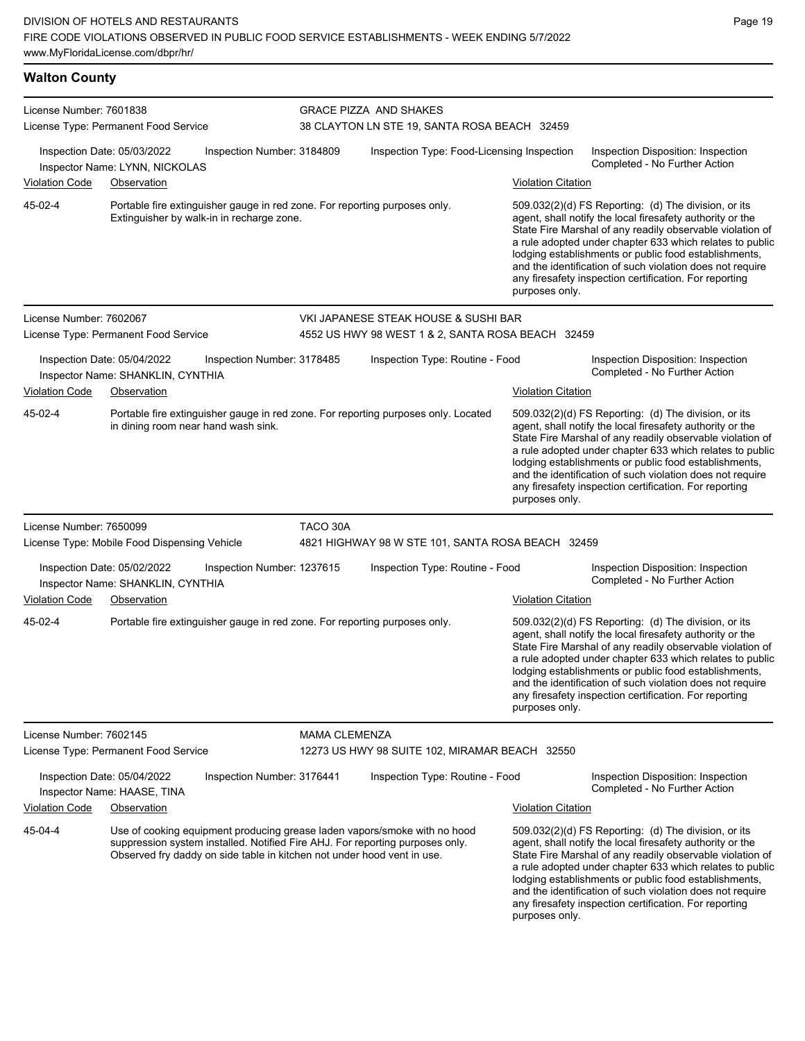## Walton County

**License Number:** 7601838
**License Type:** Permanent Food Service
**GRACE PIZZA AND SHAKES**
38 CLAYTON LN STE 19, SANTA ROSA BEACH 32459

Inspection Date: 05/03/2022 | Inspection Number: 3184809 | Inspection Type: Food-Licensing Inspection | Inspection Disposition: Inspection Completed - No Further Action
Inspector Name: LYNN, NICKOLAS

| Violation Code | Observation | Violation Citation |
| --- | --- | --- |
| 45-02-4 | Portable fire extinguisher gauge in red zone. For reporting purposes only. Extinguisher by walk-in in recharge zone. | 509.032(2)(d) FS Reporting: (d) The division, or its agent, shall notify the local firesafety authority or the State Fire Marshal of any readily observable violation of a rule adopted under chapter 633 which relates to public lodging establishments or public food establishments, and the identification of such violation does not require any firesafety inspection certification. For reporting purposes only. |

**License Number:** 7602067
**License Type:** Permanent Food Service
**VKI JAPANESE STEAK HOUSE & SUSHI BAR**
4552 US HWY 98 WEST 1 & 2, SANTA ROSA BEACH 32459

Inspection Date: 05/04/2022 | Inspection Number: 3178485 | Inspection Type: Routine - Food | Inspection Disposition: Inspection Completed - No Further Action
Inspector Name: SHANKLIN, CYNTHIA

| Violation Code | Observation | Violation Citation |
| --- | --- | --- |
| 45-02-4 | Portable fire extinguisher gauge in red zone. For reporting purposes only. Located in dining room near hand wash sink. | 509.032(2)(d) FS Reporting: (d) The division, or its agent, shall notify the local firesafety authority or the State Fire Marshal of any readily observable violation of a rule adopted under chapter 633 which relates to public lodging establishments or public food establishments, and the identification of such violation does not require any firesafety inspection certification. For reporting purposes only. |

**License Number:** 7650099
**License Type:** Mobile Food Dispensing Vehicle
**TACO 30A**
4821 HIGHWAY 98 W STE 101, SANTA ROSA BEACH 32459

Inspection Date: 05/02/2022 | Inspection Number: 1237615 | Inspection Type: Routine - Food | Inspection Disposition: Inspection Completed - No Further Action
Inspector Name: SHANKLIN, CYNTHIA

| Violation Code | Observation | Violation Citation |
| --- | --- | --- |
| 45-02-4 | Portable fire extinguisher gauge in red zone. For reporting purposes only. | 509.032(2)(d) FS Reporting: (d) The division, or its agent, shall notify the local firesafety authority or the State Fire Marshal of any readily observable violation of a rule adopted under chapter 633 which relates to public lodging establishments or public food establishments, and the identification of such violation does not require any firesafety inspection certification. For reporting purposes only. |

**License Number:** 7602145
**License Type:** Permanent Food Service
**MAMA CLEMENZA**
12273 US HWY 98 SUITE 102, MIRAMAR BEACH 32550

Inspection Date: 05/04/2022 | Inspection Number: 3176441 | Inspection Type: Routine - Food | Inspection Disposition: Inspection Completed - No Further Action
Inspector Name: HAASE, TINA

| Violation Code | Observation | Violation Citation |
| --- | --- | --- |
| 45-04-4 | Use of cooking equipment producing grease laden vapors/smoke with no hood suppression system installed. Notified Fire AHJ. For reporting purposes only. Observed fry daddy on side table in kitchen not under hood vent in use. | 509.032(2)(d) FS Reporting: (d) The division, or its agent, shall notify the local firesafety authority or the State Fire Marshal of any readily observable violation of a rule adopted under chapter 633 which relates to public lodging establishments or public food establishments, and the identification of such violation does not require any firesafety inspection certification. For reporting purposes only. |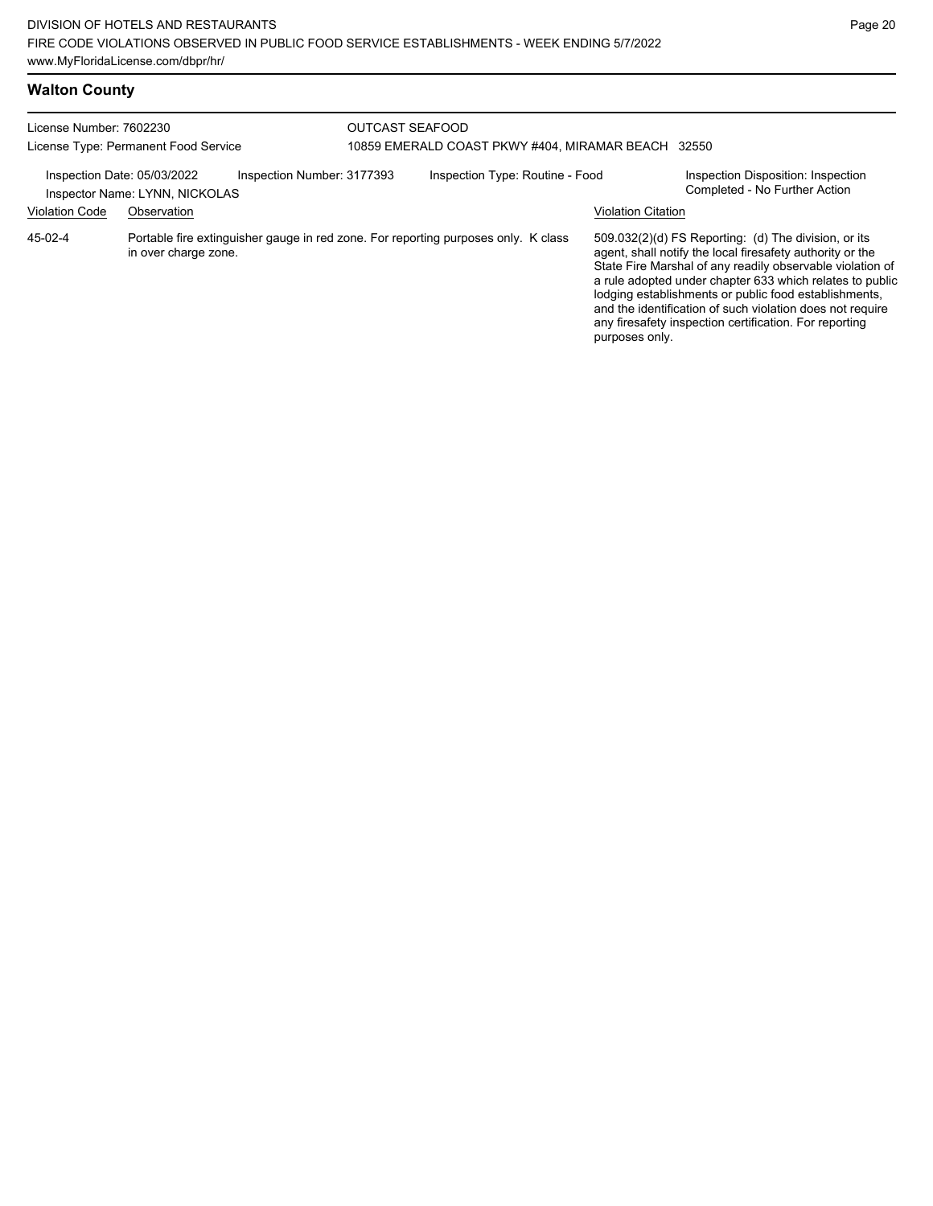## Walton County

License Number: 7602230
License Type: Permanent Food Service

OUTCAST SEAFOOD
10859 EMERALD COAST PKWY #404, MIRAMAR BEACH 32550

Inspection Date: 05/03/2022 Inspection Number: 3177393 Inspection Type: Routine - Food Inspection Disposition: Inspection Completed - No Further Action
Inspector Name: LYNN, NICKOLAS

| Violation Code | Observation | Violation Citation |
| --- | --- | --- |
| 45-02-4 | Portable fire extinguisher gauge in red zone. For reporting purposes only. K class in over charge zone. | 509.032(2)(d) FS Reporting: (d) The division, or its agent, shall notify the local firesafety authority or the State Fire Marshal of any readily observable violation of a rule adopted under chapter 633 which relates to public lodging establishments or public food establishments, and the identification of such violation does not require any firesafety inspection certification. For reporting purposes only. |